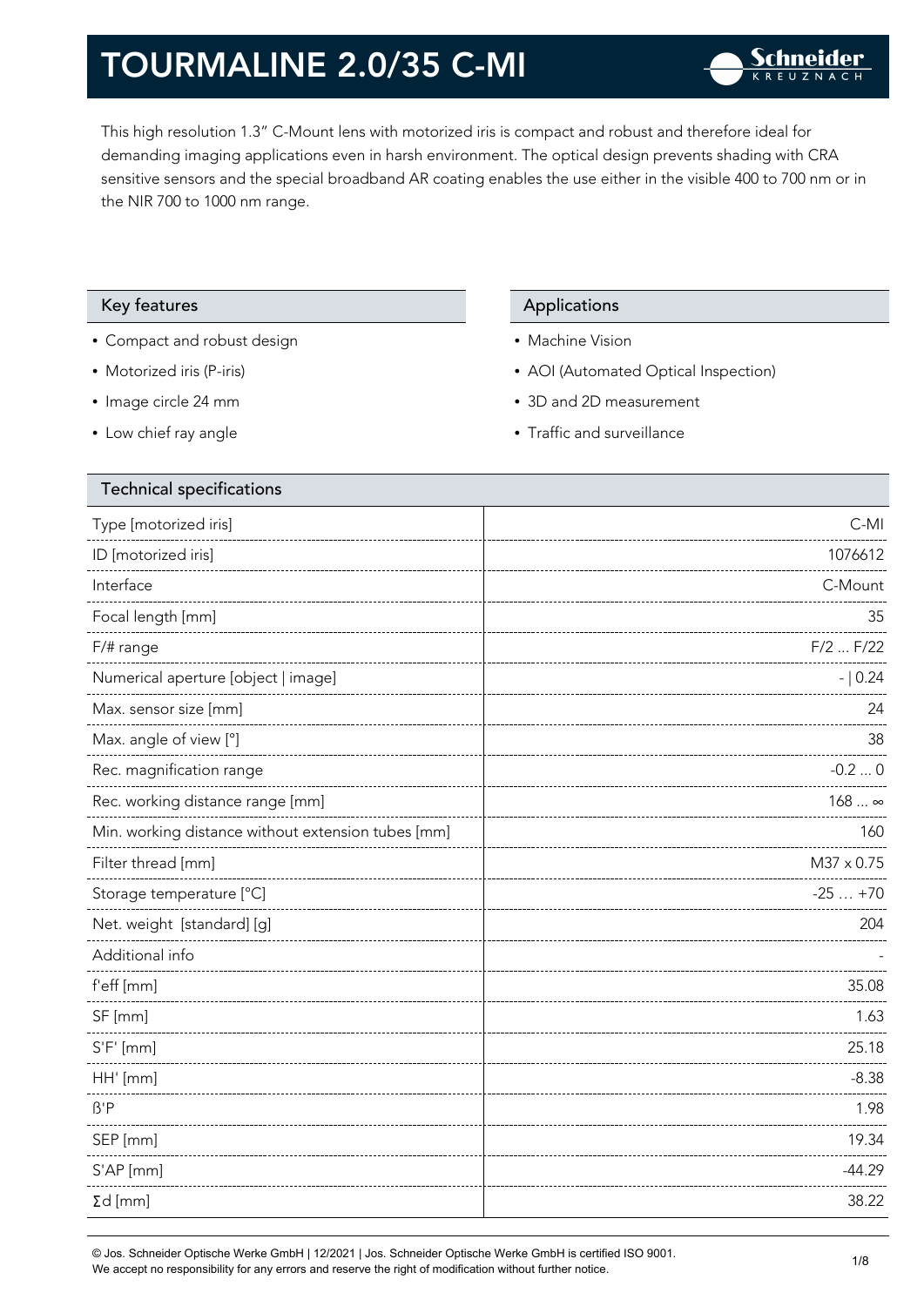# TOURMALINE 2.0/35 C-MI

This high resolution 1.3" C-Mount lens with motorized iris is compact and robust and therefore ideal for demanding imaging applications even in harsh environment. The optical design prevents shading with CRA sensitive sensors and the special broadband AR coating enables the use either in the visible 400 to 700 nm or in the NIR 700 to 1000 nm range.

## Key features

- Compact and robust design
- Motorized iris (P-iris)
- Image circle 24 mm
- Low chief ray angle

## Applications

- Machine Vision
- AOI (Automated Optical Inspection)
- 3D and 2D measurement
- Traffic and surveillance

## Technical specifications

| Parameter | Value |
|---|---|
| Type [motorized iris] | C-MI |
| ID [motorized iris] | 1076612 |
| Interface | C-Mount |
| Focal length [mm] | 35 |
| F/# range | F/2 ... F/22 |
| Numerical aperture [object \| image] | - \| 0.24 |
| Max. sensor size [mm] | 24 |
| Max. angle of view [°] | 38 |
| Rec. magnification range | -0.2 ... 0 |
| Rec. working distance range [mm] | 168 ... ∞ |
| Min. working distance without extension tubes [mm] | 160 |
| Filter thread [mm] | M37 x 0.75 |
| Storage temperature [°C] | -25 … +70 |
| Net. weight [standard] [g] | 204 |
| Additional info | - |
| f'eff [mm] | 35.08 |
| SF [mm] | 1.63 |
| S'F' [mm] | 25.18 |
| HH' [mm] | -8.38 |
| ß'P | 1.98 |
| SEP [mm] | 19.34 |
| S'AP [mm] | -44.29 |
| Σd [mm] | 38.22 |

© Jos. Schneider Optische Werke GmbH | 12/2021 | Jos. Schneider Optische Werke GmbH is certified ISO 9001.
We accept no responsibility for any errors and reserve the right of modification without further notice.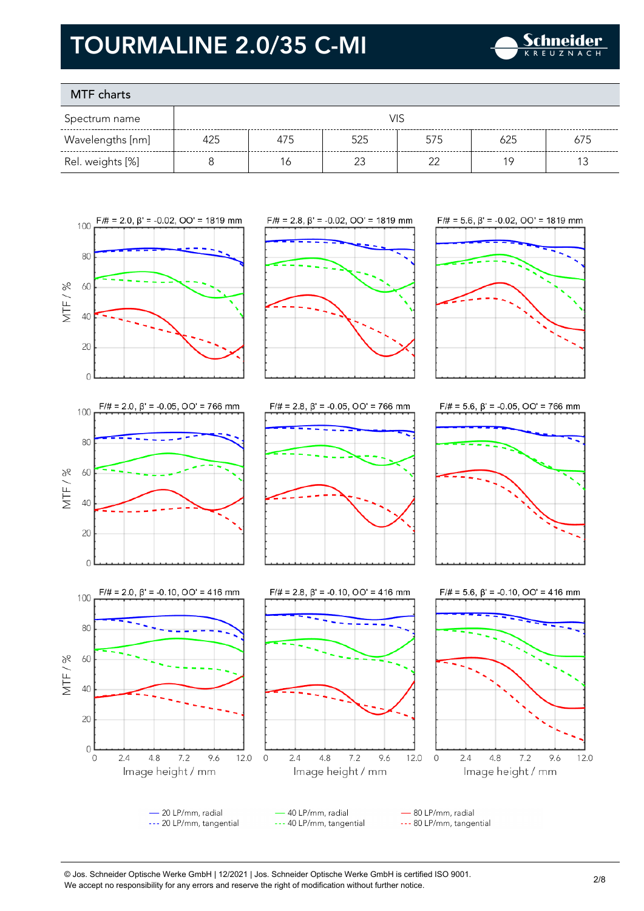# TOURMALINE 2.0/35 C-MI

## MTF charts

| Spectrum name | VIS | | | | | |
|---|---|---|---|---|---|---|
| Wavelengths [nm] | 425 | 475 | 525 | 575 | 625 | 675 |
| Rel. weights [%] | 8 | 16 | 23 | 22 | 19 | 13 |

F/# = 2.0, β' = -0.02, OO' = 1819 mm

F/# = 2.8, β' = -0.02, OO' = 1819 mm

F/# = 5.6, β' = -0.02, OO' = 1819 mm

F/# = 2.0, β' = -0.05, OO' = 766 mm

F/# = 2.8, β' = -0.05, OO' = 766 mm

F/# = 5.6, β' = -0.05, OO' = 766 mm

F/# = 2.0, β' = -0.10, OO' = 416 mm

F/# = 2.8, β' = -0.10, OO' = 416 mm

F/# = 5.6, β' = -0.10, OO' = 416 mm

MTF / % — Image height / mm

— 20 LP/mm, radial
--- 20 LP/mm, tangential
— 40 LP/mm, radial
--- 40 LP/mm, tangential
— 80 LP/mm, radial
--- 80 LP/mm, tangential

© Jos. Schneider Optische Werke GmbH | 12/2021 | Jos. Schneider Optische Werke GmbH is certified ISO 9001.
We accept no responsibility for any errors and reserve the right of modification without further notice.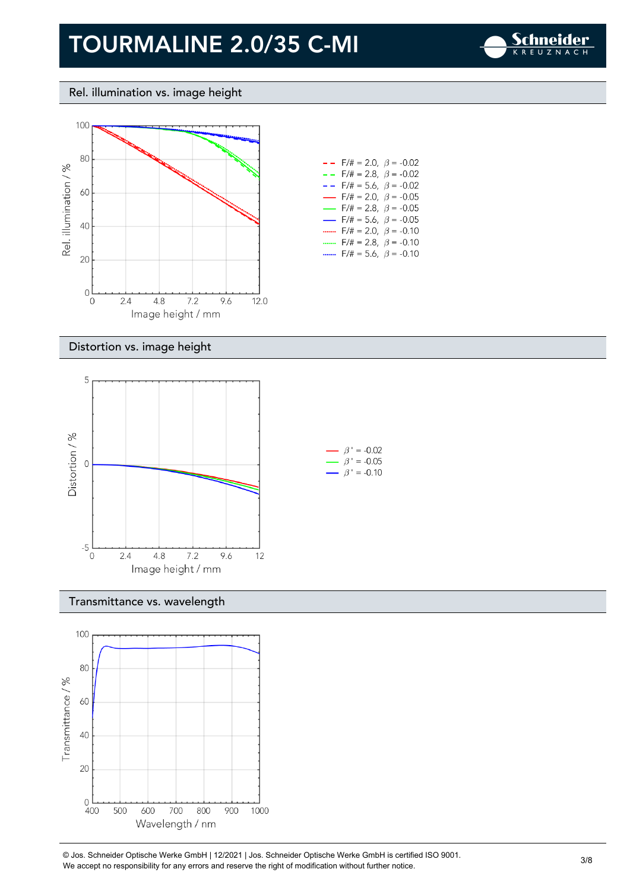# TOURMALINE 2.0/35 C-MI

## Rel. illumination vs. image height

Rel. illumination / %

Image height / mm

- F/# = 2.0, $\beta$ = -0.02
- F/# = 2.8, $\beta$ = -0.02
- F/# = 5.6, $\beta$ = -0.02
- F/# = 2.0, $\beta$ = -0.05
- F/# = 2.8, $\beta$ = -0.05
- F/# = 5.6, $\beta$ = -0.05
- F/# = 2.0, $\beta$ = -0.10
- F/# = 2.8, $\beta$ = -0.10
- F/# = 5.6, $\beta$ = -0.10

## Distortion vs. image height

Distortion / %

Image height / mm

- $\beta'$ = -0.02
- $\beta'$ = -0.05
- $\beta'$ = -0.10

## Transmittance vs. wavelength

Transmittance / %

Wavelength / nm

© Jos. Schneider Optische Werke GmbH | 12/2021 | Jos. Schneider Optische Werke GmbH is certified ISO 9001.
We accept no responsibility for any errors and reserve the right of modification without further notice.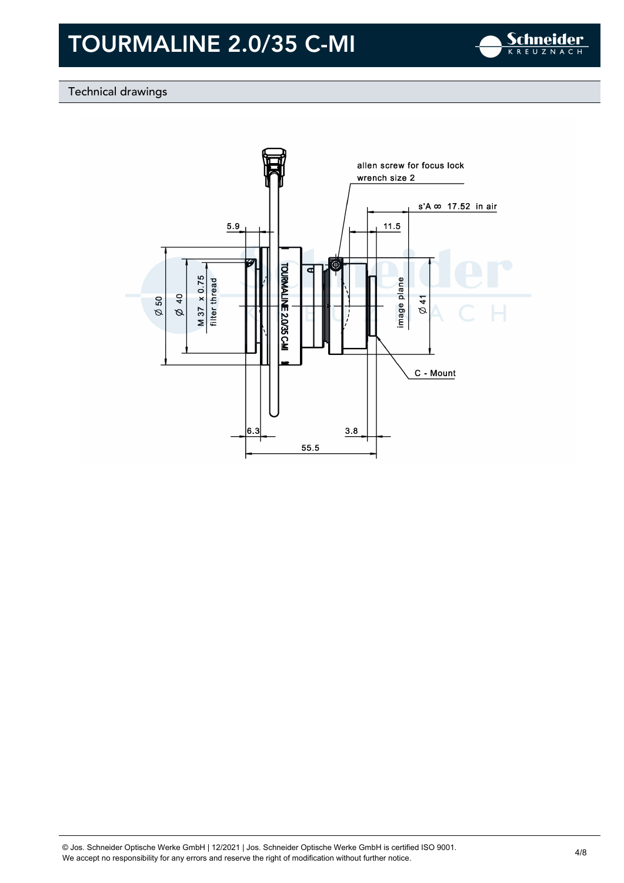# TOURMALINE 2.0/35 C-MI

## Technical drawings

allen screw for focus lock
wrench size 2

s'A ∞ 17.52 in air

5.9

11.5

Ø 50

Ø 40

M 37 x 0.75
filter thread

TOURMALINE 2.0/35 C-MI

image plane

Ø 41

C - Mount

6.3

3.8

55.5

© Jos. Schneider Optische Werke GmbH | 12/2021 | Jos. Schneider Optische Werke GmbH is certified ISO 9001.
We accept no responsibility for any errors and reserve the right of modification without further notice.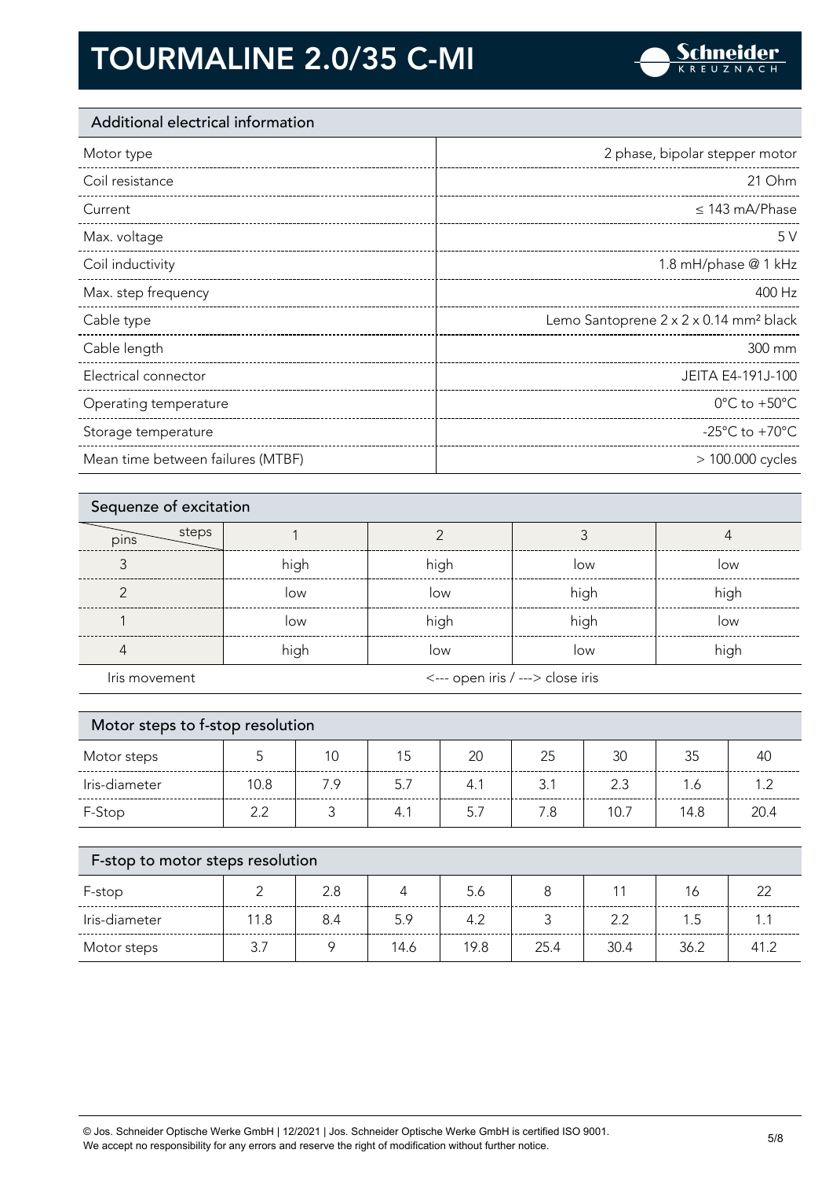# TOURMALINE 2.0/35 C-MI

## Additional electrical information

| | |
|---|---|
| Motor type | 2 phase, bipolar stepper motor |
| Coil resistance | 21 Ohm |
| Current | ≤ 143 mA/Phase |
| Max. voltage | 5 V |
| Coil inductivity | 1.8 mH/phase @ 1 kHz |
| Max. step frequency | 400 Hz |
| Cable type | Lemo Santoprene 2 x 2 x 0.14 mm² black |
| Cable length | 300 mm |
| Electrical connector | JEITA E4-191J-100 |
| Operating temperature | 0°C to +50°C |
| Storage temperature | -25°C to +70°C |
| Mean time between failures (MTBF) | > 100.000 cycles |

## Sequenze of excitation

| pins \ steps | 1 | 2 | 3 | 4 |
|---|---|---|---|---|
| 3 | high | high | low | low |
| 2 | low | low | high | high |
| 1 | low | high | high | low |
| 4 | high | low | low | high |
| Iris movement | <--- open iris / ---> close iris | | | |

## Motor steps to f-stop resolution

| Motor steps | 5 | 10 | 15 | 20 | 25 | 30 | 35 | 40 |
|---|---|---|---|---|---|---|---|---|
| Iris-diameter | 10.8 | 7.9 | 5.7 | 4.1 | 3.1 | 2.3 | 1.6 | 1.2 |
| F-Stop | 2.2 | 3 | 4.1 | 5.7 | 7.8 | 10.7 | 14.8 | 20.4 |

## F-stop to motor steps resolution

| F-stop | 2 | 2.8 | 4 | 5.6 | 8 | 11 | 16 | 22 |
|---|---|---|---|---|---|---|---|---|
| Iris-diameter | 11.8 | 8.4 | 5.9 | 4.2 | 3 | 2.2 | 1.5 | 1.1 |
| Motor steps | 3.7 | 9 | 14.6 | 19.8 | 25.4 | 30.4 | 36.2 | 41.2 |

© Jos. Schneider Optische Werke GmbH | 12/2021 | Jos. Schneider Optische Werke GmbH is certified ISO 9001.
We accept no responsibility for any errors and reserve the right of modification without further notice.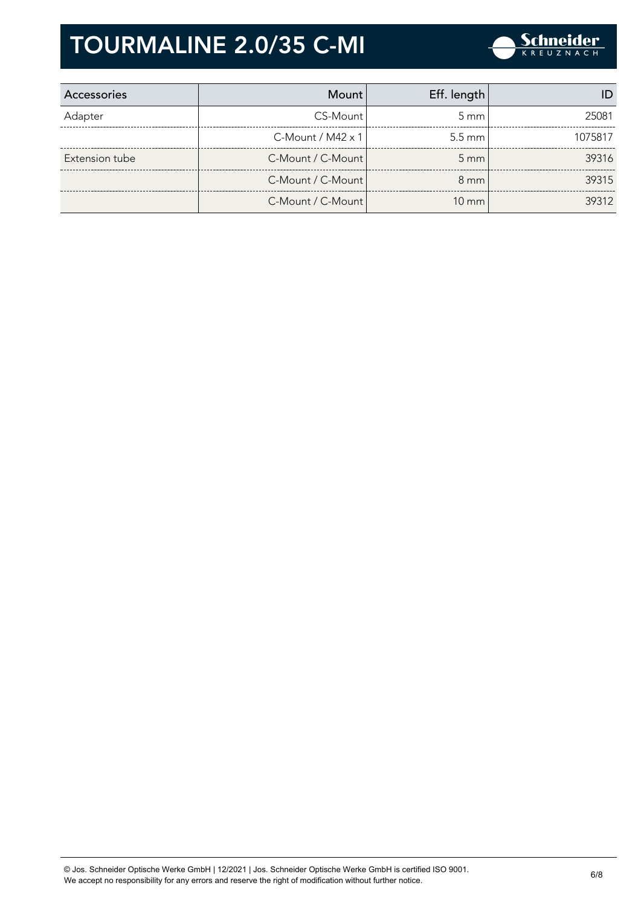# TOURMALINE 2.0/35 C-MI

| Accessories | Mount | Eff. length | ID |
|---|---|---|---|
| Adapter | CS-Mount | 5 mm | 25081 |
| | C-Mount / M42 x 1 | 5.5 mm | 1075817 |
| Extension tube | C-Mount / C-Mount | 5 mm | 39316 |
| | C-Mount / C-Mount | 8 mm | 39315 |
| | C-Mount / C-Mount | 10 mm | 39312 |

© Jos. Schneider Optische Werke GmbH | 12/2021 | Jos. Schneider Optische Werke GmbH is certified ISO 9001.
We accept no responsibility for any errors and reserve the right of modification without further notice.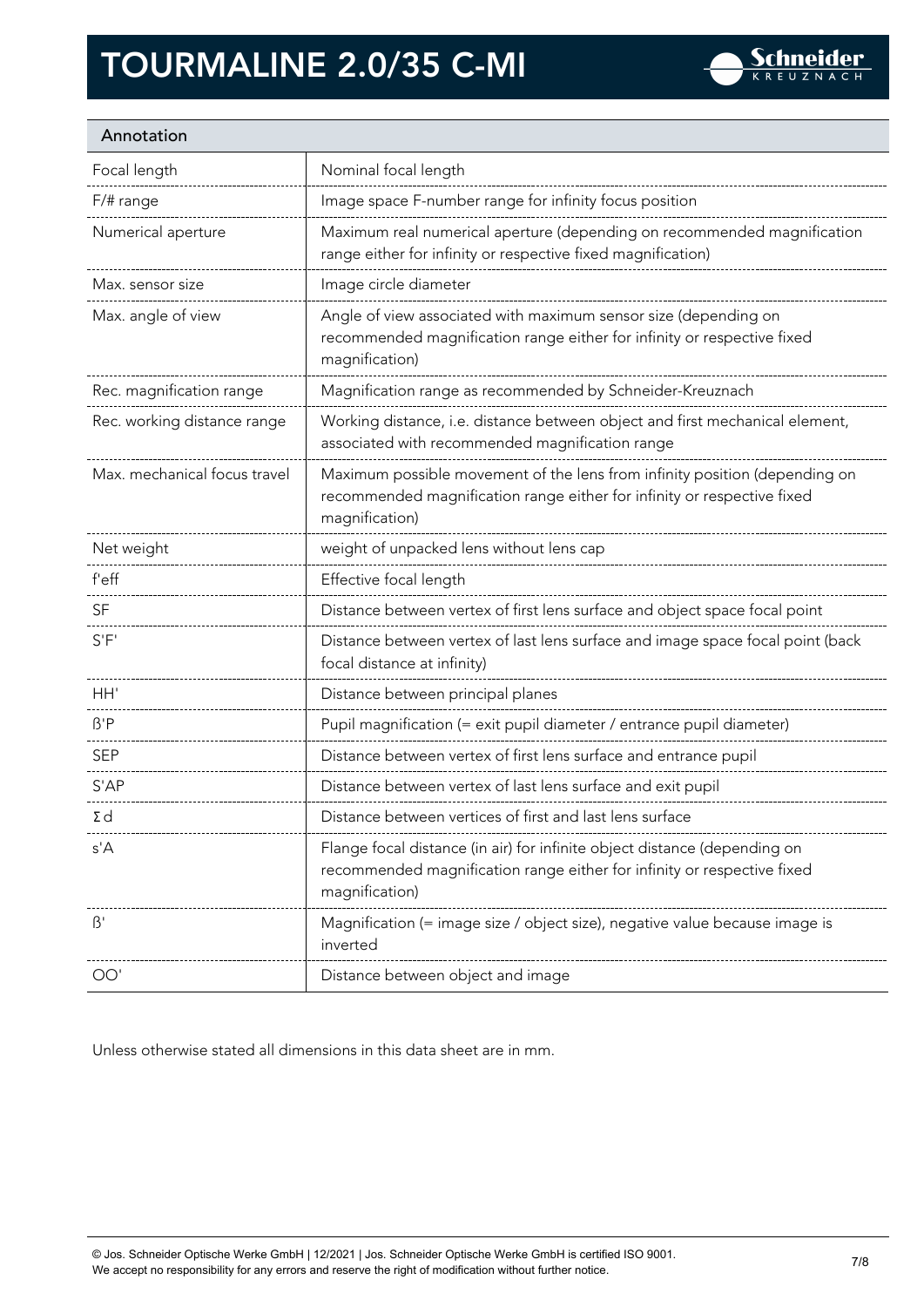# TOURMALINE 2.0/35 C-MI

| Annotation | |
|---|---|
| Focal length | Nominal focal length |
| F/# range | Image space F-number range for infinity focus position |
| Numerical aperture | Maximum real numerical aperture (depending on recommended magnification range either for infinity or respective fixed magnification) |
| Max. sensor size | Image circle diameter |
| Max. angle of view | Angle of view associated with maximum sensor size (depending on recommended magnification range either for infinity or respective fixed magnification) |
| Rec. magnification range | Magnification range as recommended by Schneider-Kreuznach |
| Rec. working distance range | Working distance, i.e. distance between object and first mechanical element, associated with recommended magnification range |
| Max. mechanical focus travel | Maximum possible movement of the lens from infinity position (depending on recommended magnification range either for infinity or respective fixed magnification) |
| Net weight | weight of unpacked lens without lens cap |
| f'eff | Effective focal length |
| SF | Distance between vertex of first lens surface and object space focal point |
| S'F' | Distance between vertex of last lens surface and image space focal point (back focal distance at infinity) |
| HH' | Distance between principal planes |
| ß'P | Pupil magnification (= exit pupil diameter / entrance pupil diameter) |
| SEP | Distance between vertex of first lens surface and entrance pupil |
| S'AP | Distance between vertex of last lens surface and exit pupil |
| Σ d | Distance between vertices of first and last lens surface |
| s'A | Flange focal distance (in air) for infinite object distance (depending on recommended magnification range either for infinity or respective fixed magnification) |
| ß' | Magnification (= image size / object size), negative value because image is inverted |
| OO' | Distance between object and image |

Unless otherwise stated all dimensions in this data sheet are in mm.

© Jos. Schneider Optische Werke GmbH | 12/2021 | Jos. Schneider Optische Werke GmbH is certified ISO 9001.
We accept no responsibility for any errors and reserve the right of modification without further notice.